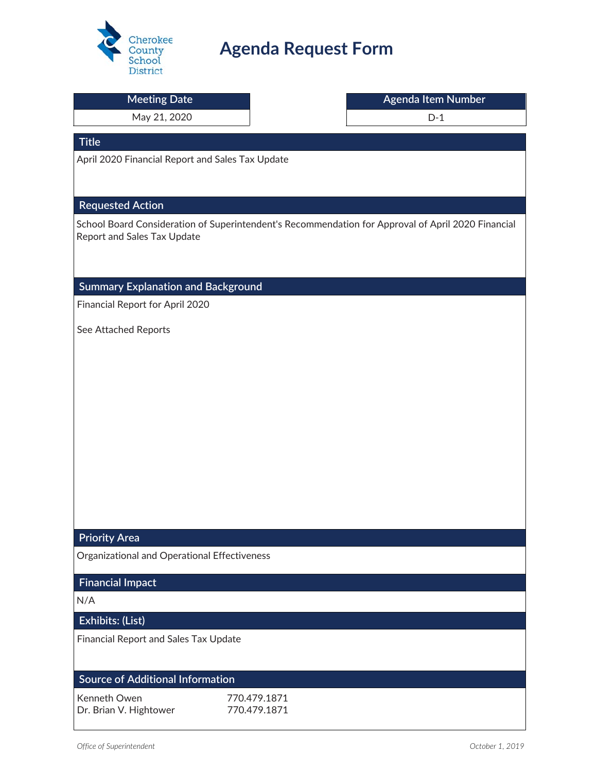Cherokee County School District

# Agenda Request Form

| Meeting Date | Agenda Item Number |
| --- | --- |
| May 21, 2020 | D-1 |

## Title

April 2020 Financial Report and Sales Tax Update

## Requested Action

School Board Consideration of Superintendent's Recommendation for Approval of April 2020 Financial Report and Sales Tax Update

## Summary Explanation and Background

Financial Report for April 2020

See Attached Reports

## Priority Area

Organizational and Operational Effectiveness

## Financial Impact

N/A

## Exhibits: (List)

Financial Report and Sales Tax Update

## Source of Additional Information

| | |
| --- | --- |
| Kenneth Owen | 770.479.1871 |
| Dr. Brian V. Hightower | 770.479.1871 |

*Office of Superintendent* *October 1, 2019*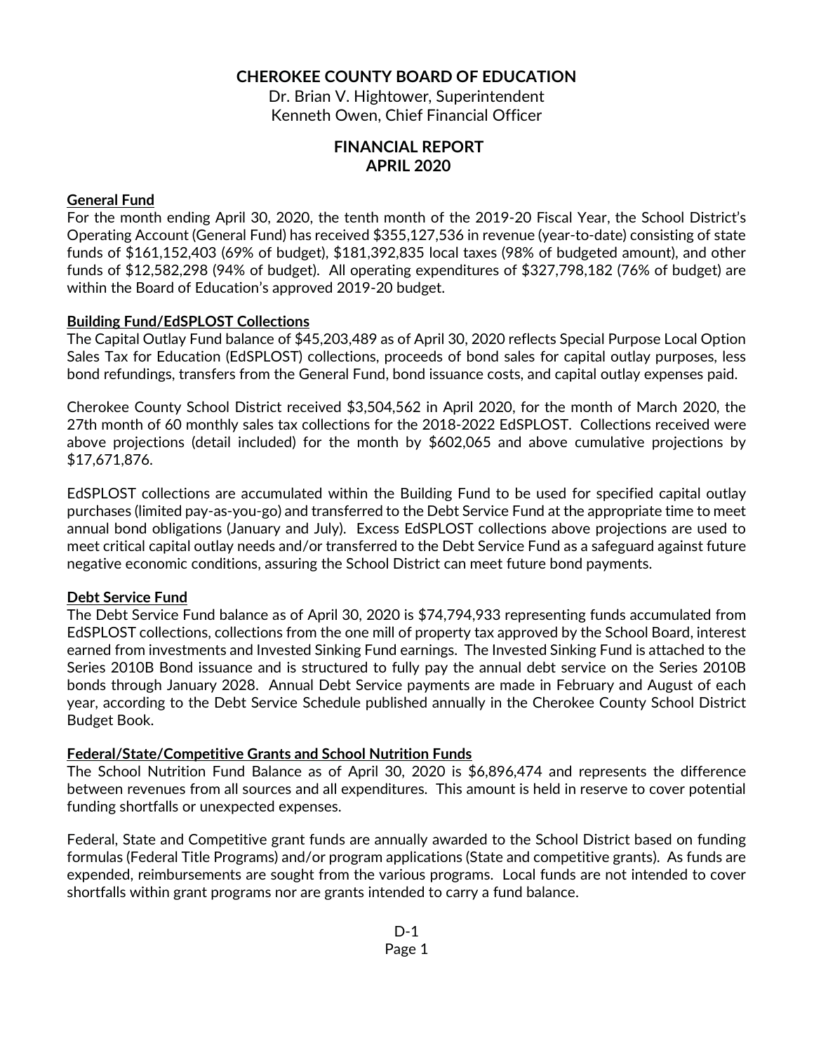# CHEROKEE COUNTY BOARD OF EDUCATION

Dr. Brian V. Hightower, Superintendent
Kenneth Owen, Chief Financial Officer

## FINANCIAL REPORT
## APRIL 2020

### General Fund

For the month ending April 30, 2020, the tenth month of the 2019-20 Fiscal Year, the School District's Operating Account (General Fund) has received $355,127,536 in revenue (year-to-date) consisting of state funds of $161,152,403 (69% of budget), $181,392,835 local taxes (98% of budgeted amount), and other funds of $12,582,298 (94% of budget). All operating expenditures of $327,798,182 (76% of budget) are within the Board of Education's approved 2019-20 budget.

### Building Fund/EdSPLOST Collections

The Capital Outlay Fund balance of $45,203,489 as of April 30, 2020 reflects Special Purpose Local Option Sales Tax for Education (EdSPLOST) collections, proceeds of bond sales for capital outlay purposes, less bond refundings, transfers from the General Fund, bond issuance costs, and capital outlay expenses paid.

Cherokee County School District received $3,504,562 in April 2020, for the month of March 2020, the 27th month of 60 monthly sales tax collections for the 2018-2022 EdSPLOST. Collections received were above projections (detail included) for the month by $602,065 and above cumulative projections by $17,671,876.

EdSPLOST collections are accumulated within the Building Fund to be used for specified capital outlay purchases (limited pay-as-you-go) and transferred to the Debt Service Fund at the appropriate time to meet annual bond obligations (January and July). Excess EdSPLOST collections above projections are used to meet critical capital outlay needs and/or transferred to the Debt Service Fund as a safeguard against future negative economic conditions, assuring the School District can meet future bond payments.

### Debt Service Fund

The Debt Service Fund balance as of April 30, 2020 is $74,794,933 representing funds accumulated from EdSPLOST collections, collections from the one mill of property tax approved by the School Board, interest earned from investments and Invested Sinking Fund earnings. The Invested Sinking Fund is attached to the Series 2010B Bond issuance and is structured to fully pay the annual debt service on the Series 2010B bonds through January 2028. Annual Debt Service payments are made in February and August of each year, according to the Debt Service Schedule published annually in the Cherokee County School District Budget Book.

### Federal/State/Competitive Grants and School Nutrition Funds

The School Nutrition Fund Balance as of April 30, 2020 is $6,896,474 and represents the difference between revenues from all sources and all expenditures. This amount is held in reserve to cover potential funding shortfalls or unexpected expenses.

Federal, State and Competitive grant funds are annually awarded to the School District based on funding formulas (Federal Title Programs) and/or program applications (State and competitive grants). As funds are expended, reimbursements are sought from the various programs. Local funds are not intended to cover shortfalls within grant programs nor are grants intended to carry a fund balance.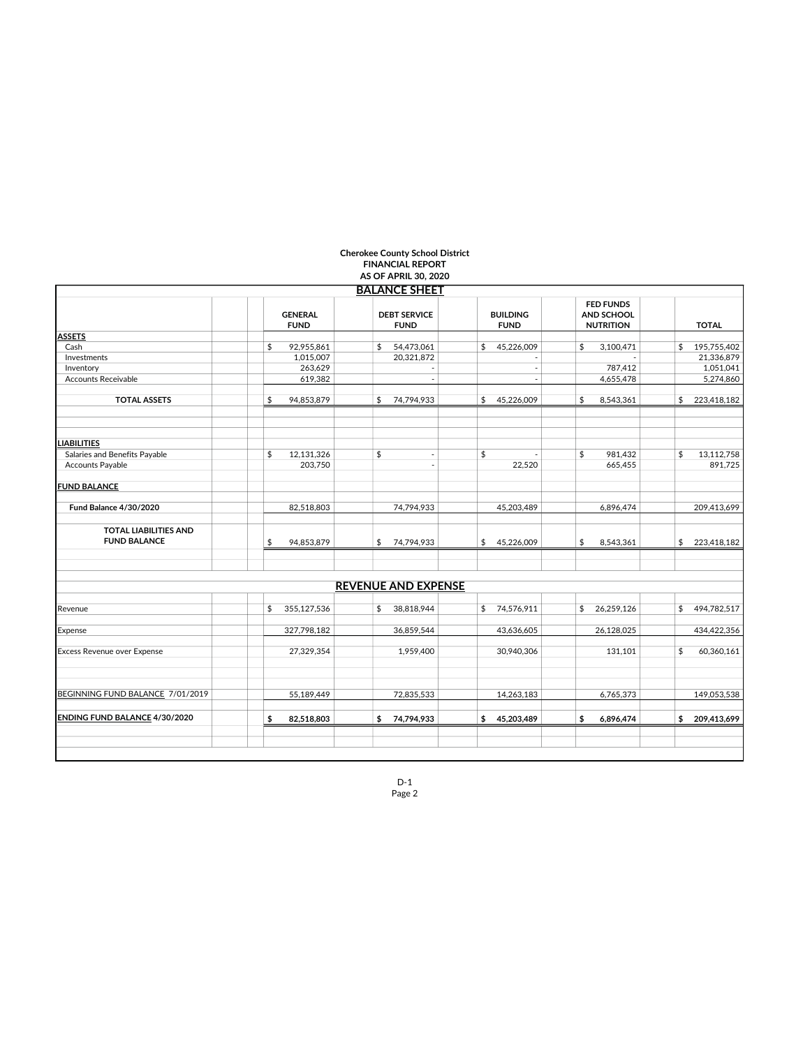**Cherokee County School District**
**FINANCIAL REPORT**
**AS OF APRIL 30, 2020**

## BALANCE SHEET

| | GENERAL FUND | DEBT SERVICE FUND | BUILDING FUND | FED FUNDS AND SCHOOL NUTRITION | TOTAL |
|---|---|---|---|---|---|
| **ASSETS** | | | | | |
| Cash | $ 92,955,861 | $ 54,473,061 | $ 45,226,009 | $ 3,100,471 | $ 195,755,402 |
| Investments | 1,015,007 | 20,321,872 | - | - | 21,336,879 |
| Inventory | 263,629 | - | - | 787,412 | 1,051,041 |
| Accounts Receivable | 619,382 | - | - | 4,655,478 | 5,274,860 |
| **TOTAL ASSETS** | $ 94,853,879 | $ 74,794,933 | $ 45,226,009 | $ 8,543,361 | $ 223,418,182 |
| **LIABILITIES** | | | | | |
| Salaries and Benefits Payable | $ 12,131,326 | $ - | $ - | $ 981,432 | $ 13,112,758 |
| Accounts Payable | 203,750 | - | 22,520 | 665,455 | 891,725 |
| **FUND BALANCE** | | | | | |
| **Fund Balance 4/30/2020** | 82,518,803 | 74,794,933 | 45,203,489 | 6,896,474 | 209,413,699 |
| **TOTAL LIABILITIES AND FUND BALANCE** | $ 94,853,879 | $ 74,794,933 | $ 45,226,009 | $ 8,543,361 | $ 223,418,182 |

## REVENUE AND EXPENSE

| | GENERAL FUND | DEBT SERVICE FUND | BUILDING FUND | FED FUNDS AND SCHOOL NUTRITION | TOTAL |
|---|---|---|---|---|---|
| Revenue | $ 355,127,536 | $ 38,818,944 | $ 74,576,911 | $ 26,259,126 | $ 494,782,517 |
| Expense | 327,798,182 | 36,859,544 | 43,636,605 | 26,128,025 | 434,422,356 |
| Excess Revenue over Expense | 27,329,354 | 1,959,400 | 30,940,306 | 131,101 | $ 60,360,161 |
| BEGINNING FUND BALANCE 7/01/2019 | 55,189,449 | 72,835,533 | 14,263,183 | 6,765,373 | 149,053,538 |
| **ENDING FUND BALANCE 4/30/2020** | **$ 82,518,803** | **$ 74,794,933** | **$ 45,203,489** | **$ 6,896,474** | **$ 209,413,699** |

D-1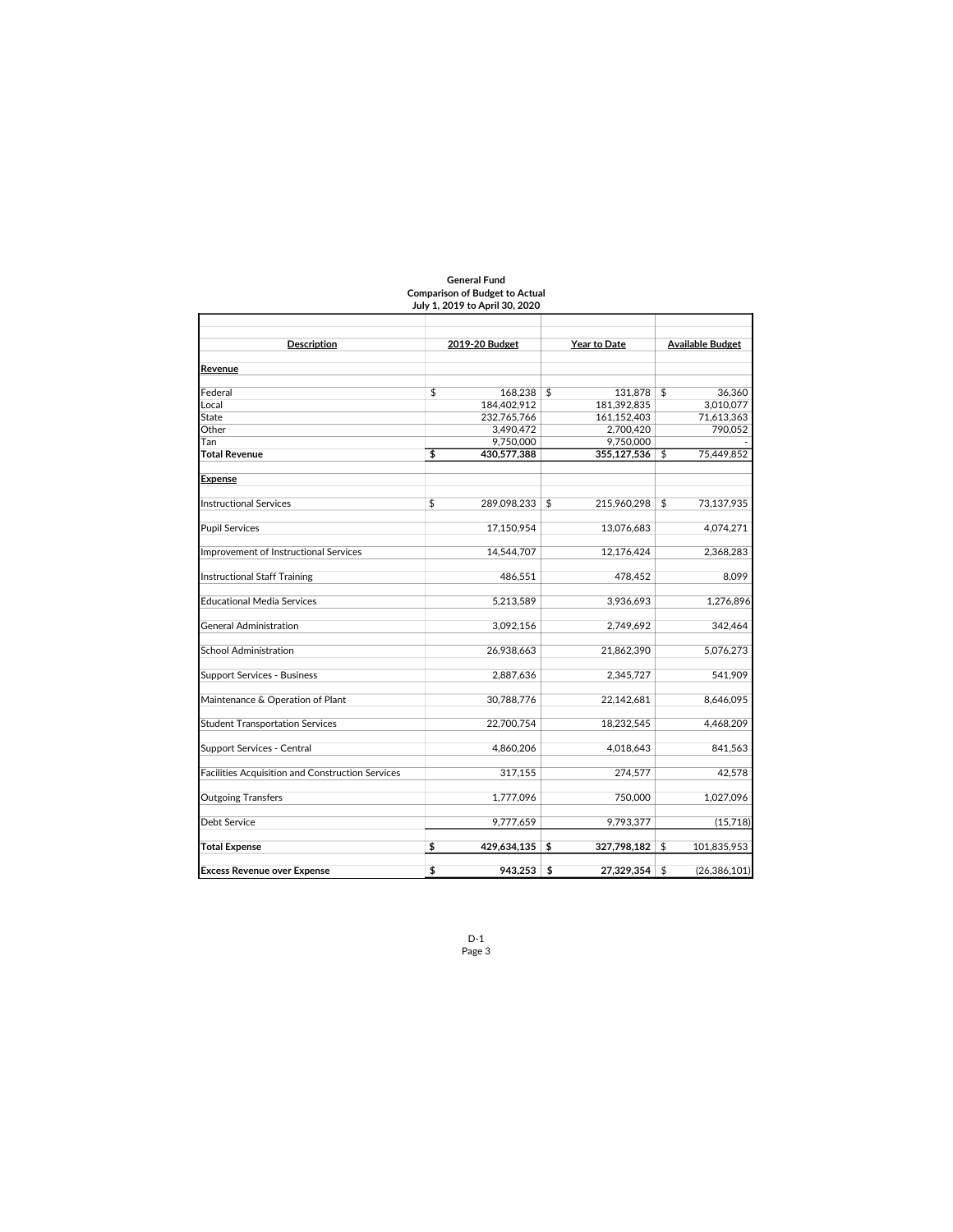**General Fund**
**Comparison of Budget to Actual**
**July 1, 2019 to April 30, 2020**

| Description | 2019-20 Budget | Year to Date | Available Budget |
|---|---|---|---|
| **Revenue** | | | |
| Federal | $ 168,238 | $ 131,878 | $ 36,360 |
| Local | 184,402,912 | 181,392,835 | 3,010,077 |
| State | 232,765,766 | 161,152,403 | 71,613,363 |
| Other | 3,490,472 | 2,700,420 | 790,052 |
| Tan | 9,750,000 | 9,750,000 | - |
| **Total Revenue** | **$ 430,577,388** | **355,127,536** | $ 75,449,852 |
| **Expense** | | | |
| Instructional Services | $ 289,098,233 | $ 215,960,298 | $ 73,137,935 |
| Pupil Services | 17,150,954 | 13,076,683 | 4,074,271 |
| Improvement of Instructional Services | 14,544,707 | 12,176,424 | 2,368,283 |
| Instructional Staff Training | 486,551 | 478,452 | 8,099 |
| Educational Media Services | 5,213,589 | 3,936,693 | 1,276,896 |
| General Administration | 3,092,156 | 2,749,692 | 342,464 |
| School Administration | 26,938,663 | 21,862,390 | 5,076,273 |
| Support Services - Business | 2,887,636 | 2,345,727 | 541,909 |
| Maintenance & Operation of Plant | 30,788,776 | 22,142,681 | 8,646,095 |
| Student Transportation Services | 22,700,754 | 18,232,545 | 4,468,209 |
| Support Services - Central | 4,860,206 | 4,018,643 | 841,563 |
| Facilities Acquisition and Construction Services | 317,155 | 274,577 | 42,578 |
| Outgoing Transfers | 1,777,096 | 750,000 | 1,027,096 |
| Debt Service | 9,777,659 | 9,793,377 | (15,718) |
| **Total Expense** | **$ 429,634,135** | **$ 327,798,182** | $ 101,835,953 |
| **Excess Revenue over Expense** | **$ 943,253** | **$ 27,329,354** | $ (26,386,101) |

D-1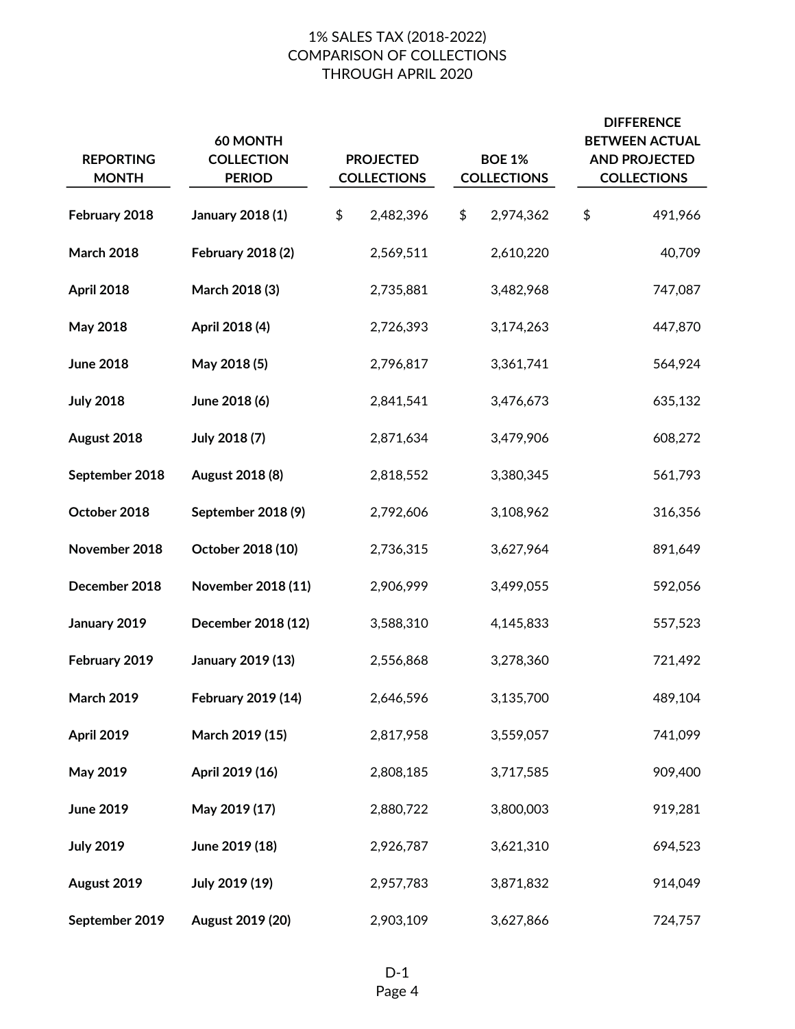1% SALES TAX (2018-2022)
COMPARISON OF COLLECTIONS
THROUGH APRIL 2020

| REPORTING MONTH | 60 MONTH COLLECTION PERIOD | PROJECTED COLLECTIONS | BOE 1% COLLECTIONS | DIFFERENCE BETWEEN ACTUAL AND PROJECTED COLLECTIONS |
|---|---|---|---|---|
| **February 2018** | **January 2018 (1)** | $ 2,482,396 | $ 2,974,362 | $ 491,966 |
| **March 2018** | **February 2018 (2)** | 2,569,511 | 2,610,220 | 40,709 |
| **April 2018** | **March 2018 (3)** | 2,735,881 | 3,482,968 | 747,087 |
| **May 2018** | **April 2018 (4)** | 2,726,393 | 3,174,263 | 447,870 |
| **June 2018** | **May 2018 (5)** | 2,796,817 | 3,361,741 | 564,924 |
| **July 2018** | **June 2018 (6)** | 2,841,541 | 3,476,673 | 635,132 |
| **August 2018** | **July 2018 (7)** | 2,871,634 | 3,479,906 | 608,272 |
| **September 2018** | **August 2018 (8)** | 2,818,552 | 3,380,345 | 561,793 |
| **October 2018** | **September 2018 (9)** | 2,792,606 | 3,108,962 | 316,356 |
| **November 2018** | **October 2018 (10)** | 2,736,315 | 3,627,964 | 891,649 |
| **December 2018** | **November 2018 (11)** | 2,906,999 | 3,499,055 | 592,056 |
| **January 2019** | **December 2018 (12)** | 3,588,310 | 4,145,833 | 557,523 |
| **February 2019** | **January 2019 (13)** | 2,556,868 | 3,278,360 | 721,492 |
| **March 2019** | **February 2019 (14)** | 2,646,596 | 3,135,700 | 489,104 |
| **April 2019** | **March 2019 (15)** | 2,817,958 | 3,559,057 | 741,099 |
| **May 2019** | **April 2019 (16)** | 2,808,185 | 3,717,585 | 909,400 |
| **June 2019** | **May 2019 (17)** | 2,880,722 | 3,800,003 | 919,281 |
| **July 2019** | **June 2019 (18)** | 2,926,787 | 3,621,310 | 694,523 |
| **August 2019** | **July 2019 (19)** | 2,957,783 | 3,871,832 | 914,049 |
| **September 2019** | **August 2019 (20)** | 2,903,109 | 3,627,866 | 724,757 |

D-1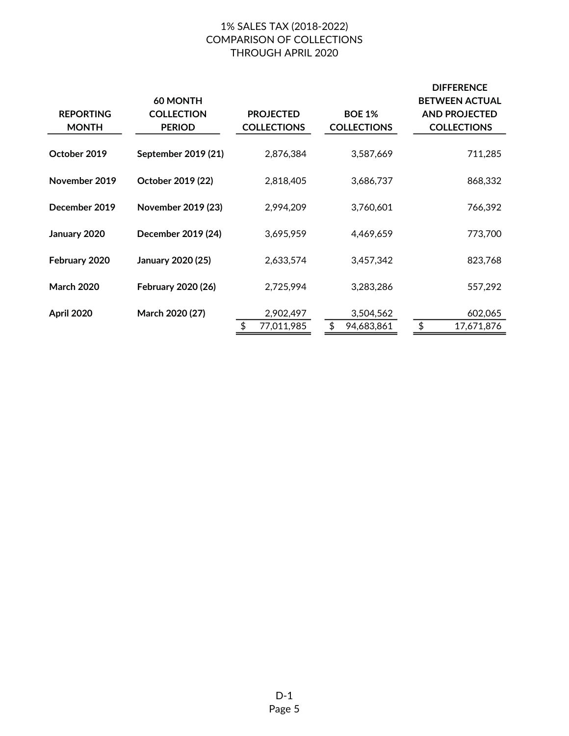# 1% SALES TAX (2018-2022)
## COMPARISON OF COLLECTIONS
## THROUGH APRIL 2020

| REPORTING MONTH | 60 MONTH COLLECTION PERIOD | PROJECTED COLLECTIONS | BOE 1% COLLECTIONS | DIFFERENCE BETWEEN ACTUAL AND PROJECTED COLLECTIONS |
|---|---|---|---|---|
| **October 2019** | **September 2019 (21)** | 2,876,384 | 3,587,669 | 711,285 |
| **November 2019** | **October 2019 (22)** | 2,818,405 | 3,686,737 | 868,332 |
| **December 2019** | **November 2019 (23)** | 2,994,209 | 3,760,601 | 766,392 |
| **January 2020** | **December 2019 (24)** | 3,695,959 | 4,469,659 | 773,700 |
| **February 2020** | **January 2020 (25)** | 2,633,574 | 3,457,342 | 823,768 |
| **March 2020** | **February 2020 (26)** | 2,725,994 | 3,283,286 | 557,292 |
| **April 2020** | **March 2020 (27)** | 2,902,497 | 3,504,562 | 602,065 |
| | | $ 77,011,985 | $ 94,683,861 | $ 17,671,876 |

D-1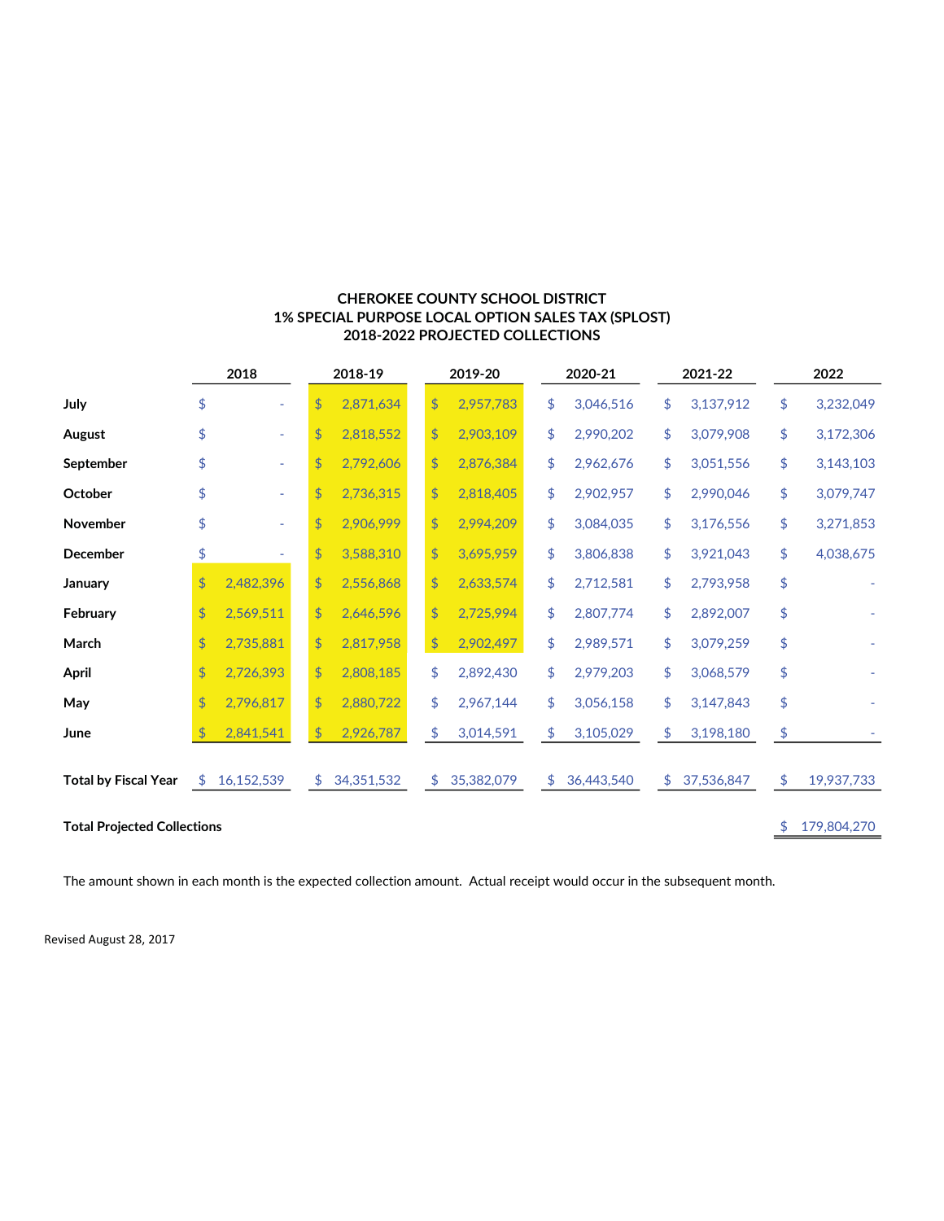# CHEROKEE COUNTY SCHOOL DISTRICT
## 1% SPECIAL PURPOSE LOCAL OPTION SALES TAX (SPLOST)
## 2018-2022 PROJECTED COLLECTIONS

| | 2018 | 2018-19 | 2019-20 | 2020-21 | 2021-22 | 2022 |
|---|---|---|---|---|---|---|
| **July** | $ - | $ 2,871,634 | $ 2,957,783 | $ 3,046,516 | $ 3,137,912 | $ 3,232,049 |
| **August** | $ - | $ 2,818,552 | $ 2,903,109 | $ 2,990,202 | $ 3,079,908 | $ 3,172,306 |
| **September** | $ - | $ 2,792,606 | $ 2,876,384 | $ 2,962,676 | $ 3,051,556 | $ 3,143,103 |
| **October** | $ - | $ 2,736,315 | $ 2,818,405 | $ 2,902,957 | $ 2,990,046 | $ 3,079,747 |
| **November** | $ - | $ 2,906,999 | $ 2,994,209 | $ 3,084,035 | $ 3,176,556 | $ 3,271,853 |
| **December** | $ - | $ 3,588,310 | $ 3,695,959 | $ 3,806,838 | $ 3,921,043 | $ 4,038,675 |
| **January** | $ 2,482,396 | $ 2,556,868 | $ 2,633,574 | $ 2,712,581 | $ 2,793,958 | $ - |
| **February** | $ 2,569,511 | $ 2,646,596 | $ 2,725,994 | $ 2,807,774 | $ 2,892,007 | $ - |
| **March** | $ 2,735,881 | $ 2,817,958 | $ 2,902,497 | $ 2,989,571 | $ 3,079,259 | $ - |
| **April** | $ 2,726,393 | $ 2,808,185 | $ 2,892,430 | $ 2,979,203 | $ 3,068,579 | $ - |
| **May** | $ 2,796,817 | $ 2,880,722 | $ 2,967,144 | $ 3,056,158 | $ 3,147,843 | $ - |
| **June** | $ 2,841,541 | $ 2,926,787 | $ 3,014,591 | $ 3,105,029 | $ 3,198,180 | $ - |
| **Total by Fiscal Year** | $ 16,152,539 | $ 34,351,532 | $ 35,382,079 | $ 36,443,540 | $ 37,536,847 | $ 19,937,733 |
| **Total Projected Collections** | | | | | | $ 179,804,270 |

The amount shown in each month is the expected collection amount. Actual receipt would occur in the subsequent month.

Revised August 28, 2017